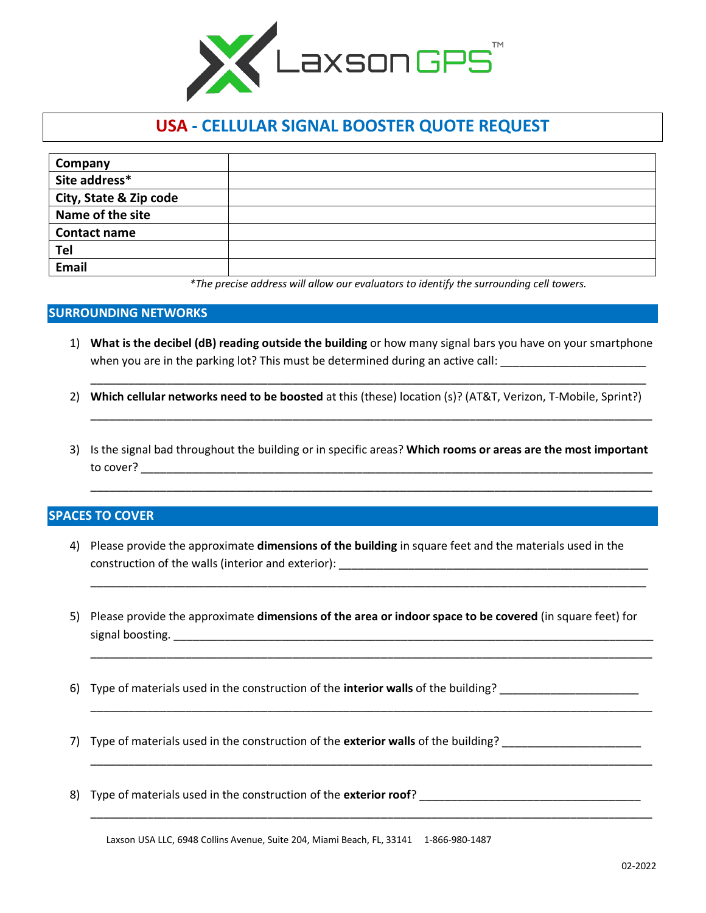# USA - CELLULAR SIGNAL BOOSTER QUOTE REQUEST

| Company | |
|---|---|
| Site address* | |
| City, State & Zip code | |
| Name of the site | |
| Contact name | |
| Tel | |
| Email | |

*\*The precise address will allow our evaluators to identify the surrounding cell towers.*

## SURROUNDING NETWORKS

1) **What is the decibel (dB) reading outside the building** or how many signal bars you have on your smartphone when you are in the parking lot? This must be determined during an active call: _______________________
_________________________________________________________________________________________

2) **Which cellular networks need to be boosted** at this (these) location (s)? (AT&T, Verizon, T-Mobile, Sprint?)
_________________________________________________________________________________________

3) Is the signal bad throughout the building or in specific areas? **Which rooms or areas are the most important** to cover? _____________________________________________________________________________
_________________________________________________________________________________________

## SPACES TO COVER

4) Please provide the approximate **dimensions of the building** in square feet and the materials used in the construction of the walls (interior and exterior): __________________________________________________
_________________________________________________________________________________________

5) Please provide the approximate **dimensions of the area or indoor space to be covered** (in square feet) for signal boosting. ____________________________________________________________________________
_________________________________________________________________________________________

6) Type of materials used in the construction of the **interior walls** of the building? ______________________
_________________________________________________________________________________________

7) Type of materials used in the construction of the **exterior walls** of the building? ______________________
_________________________________________________________________________________________

8) Type of materials used in the construction of the **exterior roof**? ___________________________________
_________________________________________________________________________________________

Laxson USA LLC, 6948 Collins Avenue, Suite 204, Miami Beach, FL, 33141 1-866-980-1487

02-2022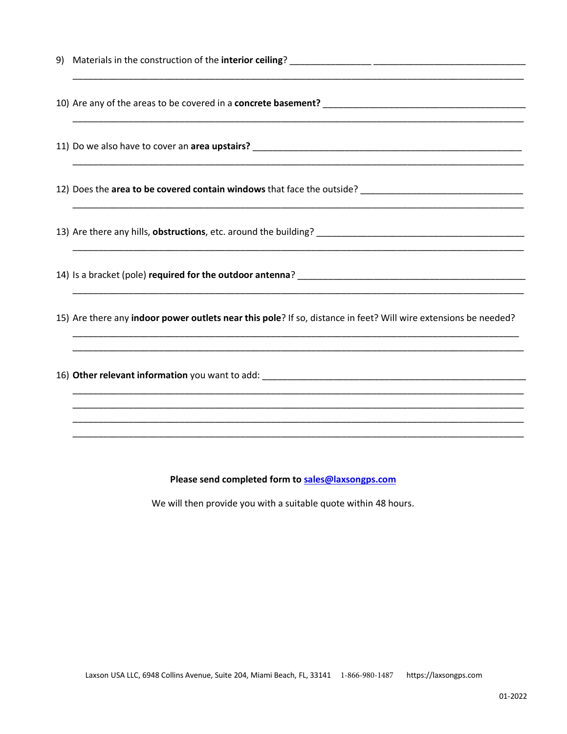9) Materials in the construction of the **interior ceiling**? _______________ _____________________________
_____________________________________________________________________________________

10) Are any of the areas to be covered in a **concrete basement?** _____________________________________
_____________________________________________________________________________________

11) Do we also have to cover an **area upstairs?** ___________________________________________________
_____________________________________________________________________________________

12) Does the **area to be covered contain windows** that face the outside? ______________________________
_____________________________________________________________________________________

13) Are there any hills, **obstructions**, etc. around the building? ______________________________________
_____________________________________________________________________________________

14) Is a bracket (pole) **required for the outdoor antenna**? ___________________________________________
_____________________________________________________________________________________

15) Are there any **indoor power outlets near this pole**? If so, distance in feet? Will wire extensions be needed?
_____________________________________________________________________________________
_____________________________________________________________________________________

16) **Other relevant information** you want to add: ____________________________________________________
_____________________________________________________________________________________
_____________________________________________________________________________________
_____________________________________________________________________________________
_____________________________________________________________________________________

**Please send completed form to [sales@laxsongps.com](mailto:sales@laxsongps.com)**

We will then provide you with a suitable quote within 48 hours.

Laxson USA LLC, 6948 Collins Avenue, Suite 204, Miami Beach, FL, 33141 1-866-980-1487 https://laxsongps.com

01-2022